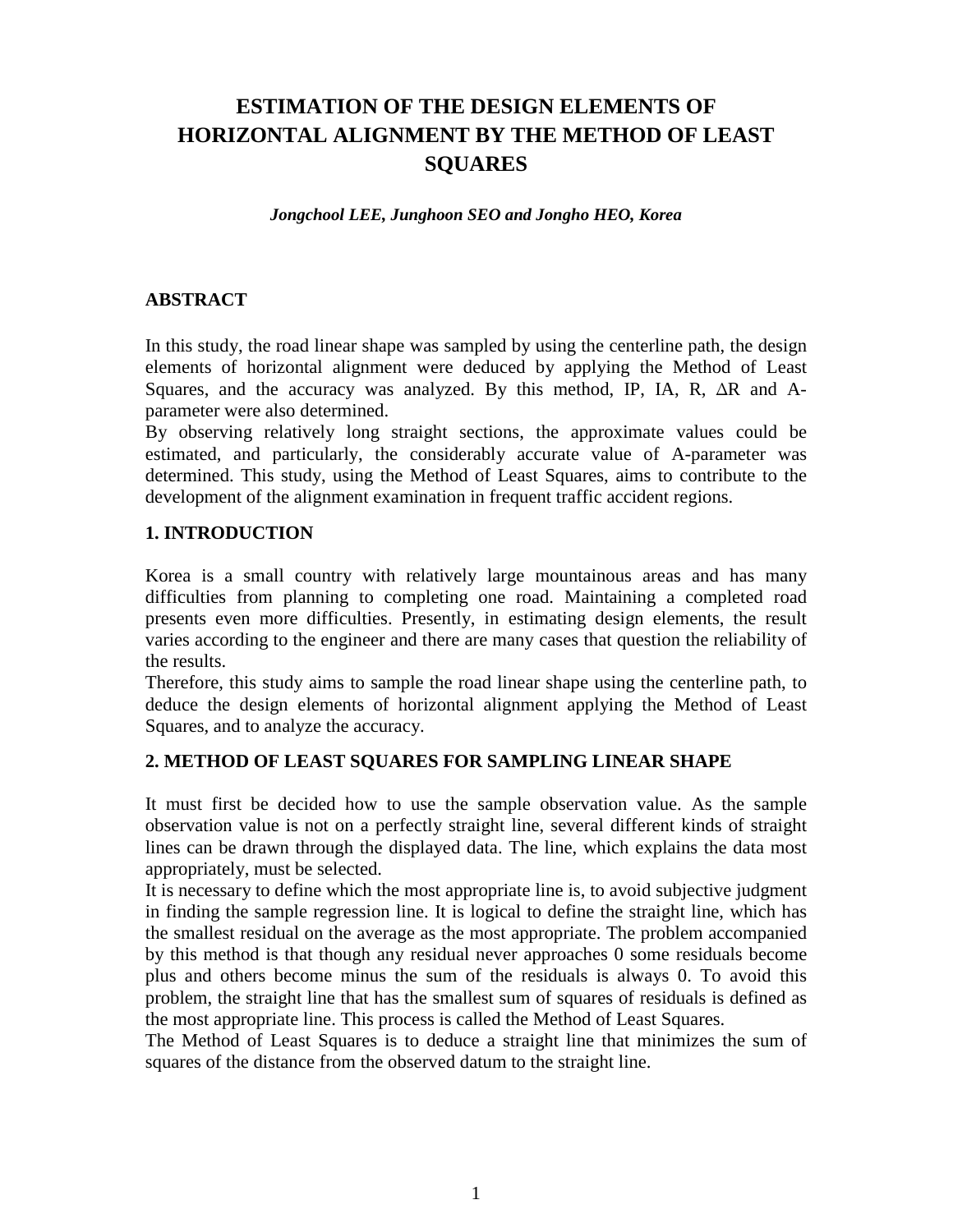# ESTIMATION OF THE DESIGN ELEMENTS OF HORIZONTAL ALIGNMENT BY THE METHOD OF LEAST SQUARES

***Jongchool LEE, Junghoon SEO and Jongho HEO, Korea***

## ABSTRACT

In this study, the road linear shape was sampled by using the centerline path, the design elements of horizontal alignment were deduced by applying the Method of Least Squares, and the accuracy was analyzed. By this method, IP, IA, R, $\Delta$R and A-parameter were also determined.

By observing relatively long straight sections, the approximate values could be estimated, and particularly, the considerably accurate value of A-parameter was determined. This study, using the Method of Least Squares, aims to contribute to the development of the alignment examination in frequent traffic accident regions.

## 1. INTRODUCTION

Korea is a small country with relatively large mountainous areas and has many difficulties from planning to completing one road. Maintaining a completed road presents even more difficulties. Presently, in estimating design elements, the result varies according to the engineer and there are many cases that question the reliability of the results.

Therefore, this study aims to sample the road linear shape using the centerline path, to deduce the design elements of horizontal alignment applying the Method of Least Squares, and to analyze the accuracy.

## 2. METHOD OF LEAST SQUARES FOR SAMPLING LINEAR SHAPE

It must first be decided how to use the sample observation value. As the sample observation value is not on a perfectly straight line, several different kinds of straight lines can be drawn through the displayed data. The line, which explains the data most appropriately, must be selected.

It is necessary to define which the most appropriate line is, to avoid subjective judgment in finding the sample regression line. It is logical to define the straight line, which has the smallest residual on the average as the most appropriate. The problem accompanied by this method is that though any residual never approaches 0 some residuals become plus and others become minus the sum of the residuals is always 0. To avoid this problem, the straight line that has the smallest sum of squares of residuals is defined as the most appropriate line. This process is called the Method of Least Squares.

The Method of Least Squares is to deduce a straight line that minimizes the sum of squares of the distance from the observed datum to the straight line.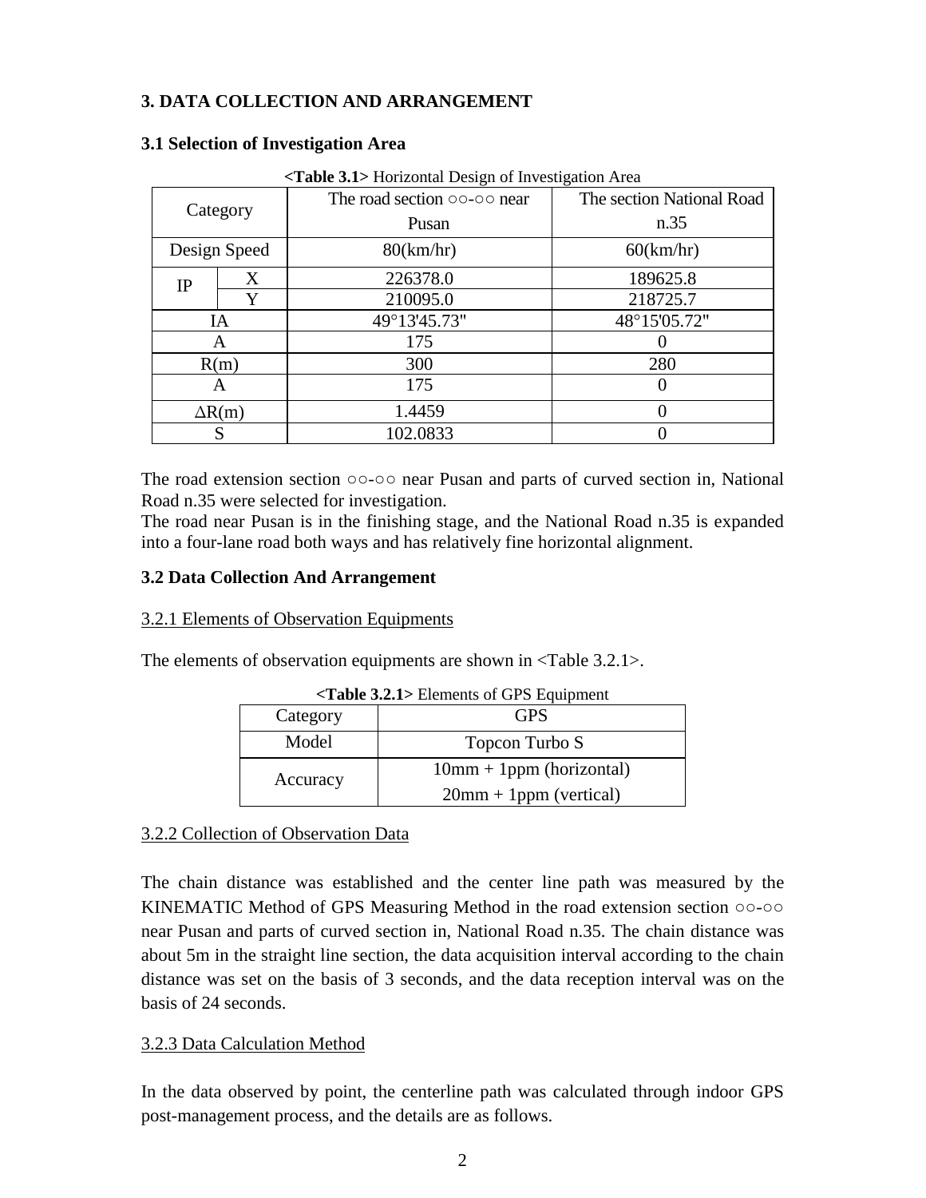## 3. DATA COLLECTION AND ARRANGEMENT

### 3.1 Selection of Investigation Area

**<Table 3.1>** Horizontal Design of Investigation Area

| Category | | The road section ○○-○○ near Pusan | The section National Road n.35 |
|---|---|---|---|
| Design Speed | | 80(km/hr) | 60(km/hr) |
| IP | X | 226378.0 | 189625.8 |
| | Y | 210095.0 | 218725.7 |
| IA | | 49°13'45.73" | 48°15'05.72" |
| A | | 175 | 0 |
| R(m) | | 300 | 280 |
| A | | 175 | 0 |
| ΔR(m) | | 1.4459 | 0 |
| S | | 102.0833 | 0 |

The road extension section ○○-○○ near Pusan and parts of curved section in, National Road n.35 were selected for investigation.

The road near Pusan is in the finishing stage, and the National Road n.35 is expanded into a four-lane road both ways and has relatively fine horizontal alignment.

### 3.2 Data Collection And Arrangement

3.2.1 Elements of Observation Equipments

The elements of observation equipments are shown in <Table 3.2.1>.

**<Table 3.2.1>** Elements of GPS Equipment

| Category | GPS |
|---|---|
| Model | Topcon Turbo S |
| Accuracy | 10mm + 1ppm (horizontal)<br>20mm + 1ppm (vertical) |

3.2.2 Collection of Observation Data

The chain distance was established and the center line path was measured by the KINEMATIC Method of GPS Measuring Method in the road extension section ○○-○○ near Pusan and parts of curved section in, National Road n.35. The chain distance was about 5m in the straight line section, the data acquisition interval according to the chain distance was set on the basis of 3 seconds, and the data reception interval was on the basis of 24 seconds.

3.2.3 Data Calculation Method

In the data observed by point, the centerline path was calculated through indoor GPS post-management process, and the details are as follows.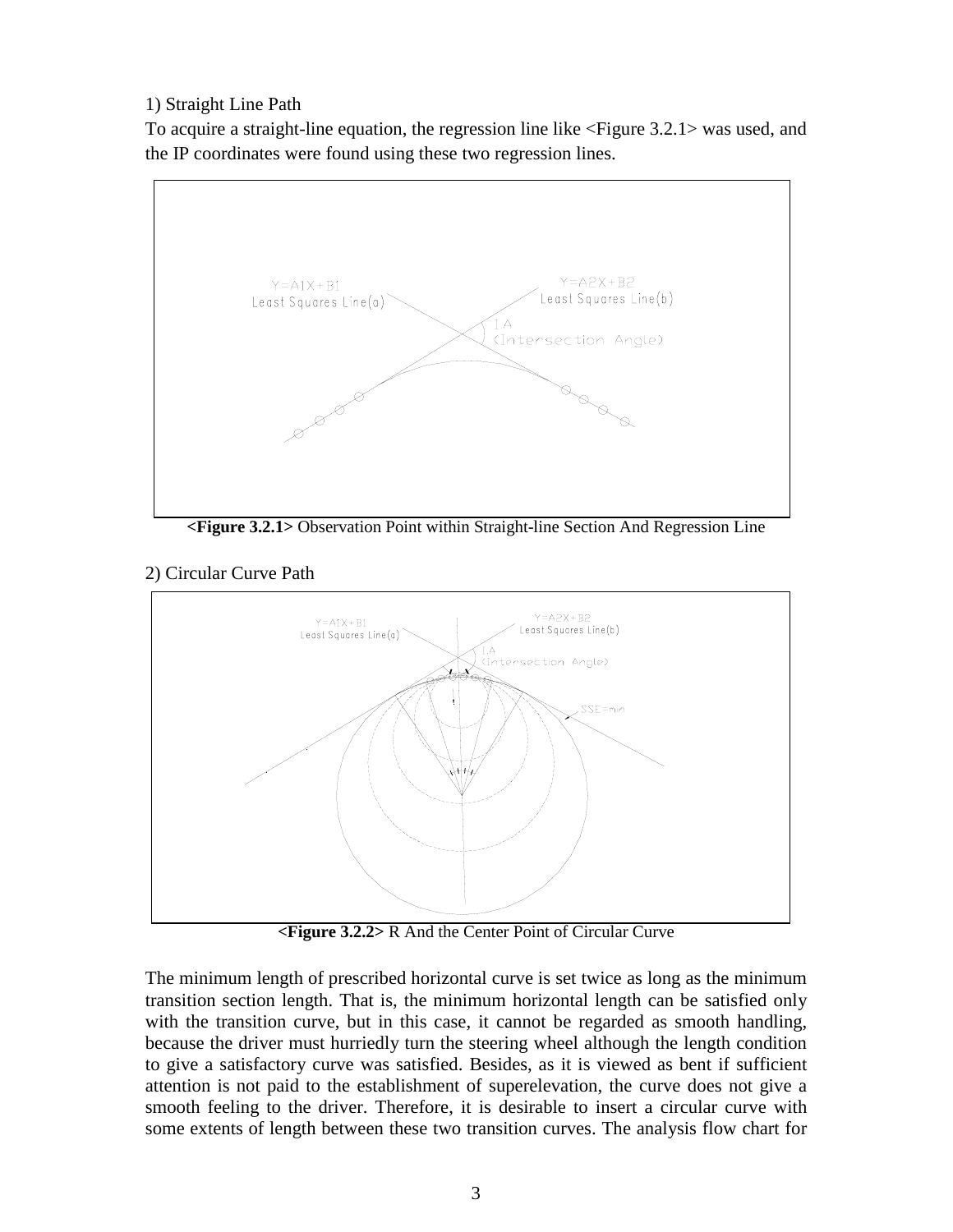1) Straight Line Path

To acquire a straight-line equation, the regression line like <Figure 3.2.1> was used, and the IP coordinates were found using these two regression lines.

**<Figure 3.2.1>** Observation Point within Straight-line Section And Regression Line

2) Circular Curve Path

**<Figure 3.2.2>** R And the Center Point of Circular Curve

The minimum length of prescribed horizontal curve is set twice as long as the minimum transition section length. That is, the minimum horizontal length can be satisfied only with the transition curve, but in this case, it cannot be regarded as smooth handling, because the driver must hurriedly turn the steering wheel although the length condition to give a satisfactory curve was satisfied. Besides, as it is viewed as bent if sufficient attention is not paid to the establishment of superelevation, the curve does not give a smooth feeling to the driver. Therefore, it is desirable to insert a circular curve with some extents of length between these two transition curves. The analysis flow chart for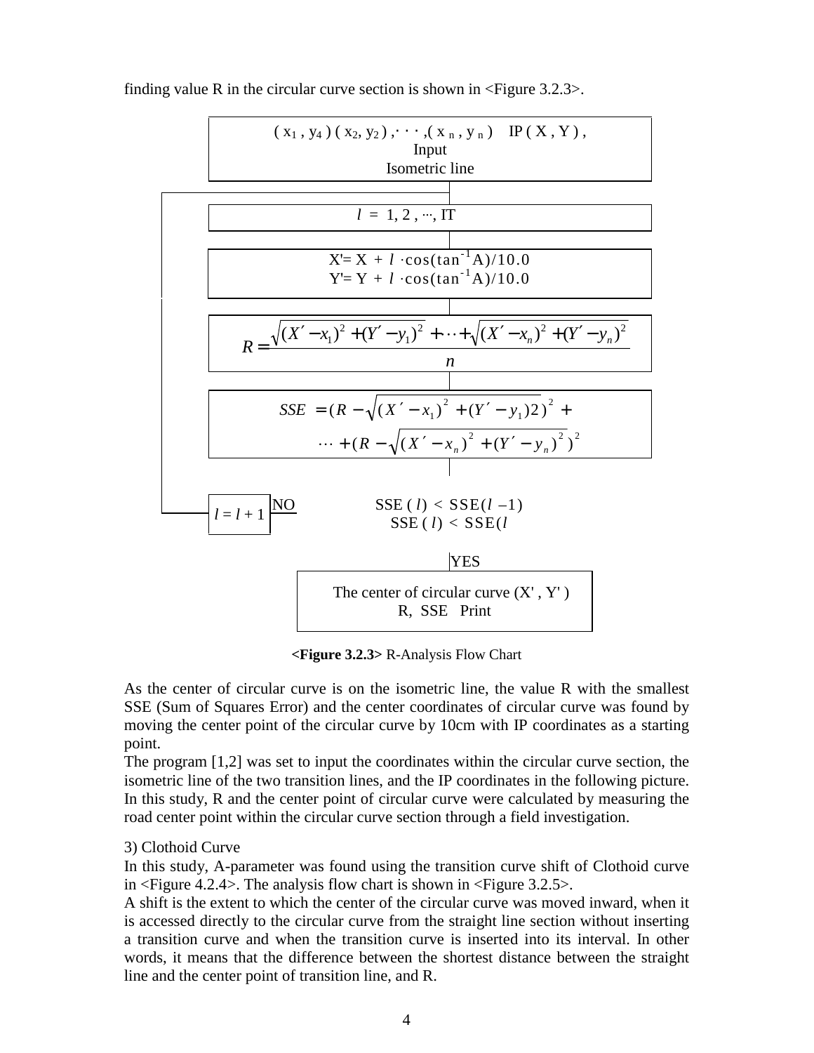finding value R in the circular curve section is shown in <Figure 3.2.3>.

( $x_1$ , $y_4$ ) ( $x_2$, $y_2$ ) ,· · · ,( $x_n$ , $y_n$ )   IP ( X , Y ) ,
Input
Isometric line

$l$ = 1, 2 , ···, IT

$X' = X + l \cdot \cos(\tan^{-1}A)/10.0$
$Y' = Y + l \cdot \cos(\tan^{-1}A)/10.0$

$$R = \frac{\sqrt{(X'-x_1)^2 + (Y'-y_1)^2} + \cdots + \sqrt{(X'-x_n)^2 + (Y'-y_n)^2}}{n}$$

$$SSE = (R - \sqrt{(X'-x_1)^2 + (Y'-y_1)2})^2 + \cdots + (R - \sqrt{(X'-x_n)^2 + (Y'-y_n)^2})^2$$

$l = l + 1$ NO   SSE ( $l$) < SSE( $l$ –1)
SSE ( $l$) < SSE( $l$

YES

The center of circular curve (X' , Y' )
R, SSE Print

**<Figure 3.2.3>** R-Analysis Flow Chart

As the center of circular curve is on the isometric line, the value R with the smallest SSE (Sum of Squares Error) and the center coordinates of circular curve was found by moving the center point of the circular curve by 10cm with IP coordinates as a starting point.
The program [1,2] was set to input the coordinates within the circular curve section, the isometric line of the two transition lines, and the IP coordinates in the following picture. In this study, R and the center point of circular curve were calculated by measuring the road center point within the circular curve section through a field investigation.

3) Clothoid Curve
In this study, A-parameter was found using the transition curve shift of Clothoid curve in <Figure 4.2.4>. The analysis flow chart is shown in <Figure 3.2.5>.
A shift is the extent to which the center of the circular curve was moved inward, when it is accessed directly to the circular curve from the straight line section without inserting a transition curve and when the transition curve is inserted into its interval. In other words, it means that the difference between the shortest distance between the straight line and the center point of transition line, and R.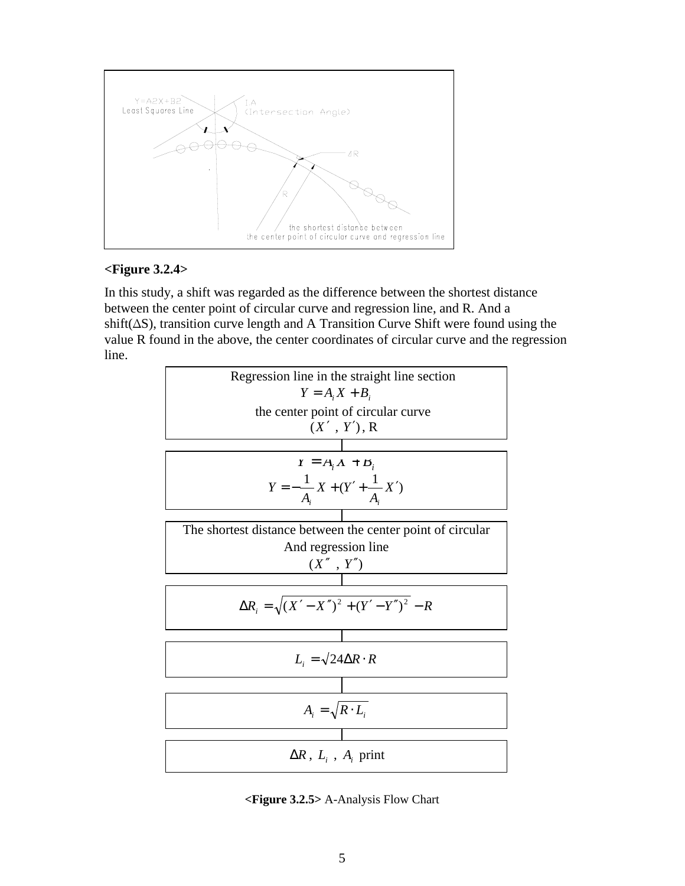Y=A2X+B2
Least Squares Line

I.A
(Intersection Angle)

ΔR

R

the shortest distance between
the center point of circular curve and regression line

**<Figure 3.2.4>**

In this study, a shift was regarded as the difference between the shortest distance between the center point of circular curve and regression line, and R. And a shift(ΔS), transition curve length and A Transition Curve Shift were found using the value R found in the above, the center coordinates of circular curve and the regression line.

Regression line in the straight line section

$$Y = A_i X + B_i$$

the center point of circular curve

$(X', Y')$, R

$$Y = A_i X + B_i$$

$$Y = -\frac{1}{A_i} X + (Y' + \frac{1}{A_i} X')$$

The shortest distance between the center point of circular And regression line

$(X'', Y'')$

$$\Delta R_i = \sqrt{(X' - X'')^2 + (Y' - Y'')^2} - R$$

$$L_i = \sqrt{24 \Delta R \cdot R}$$

$$A_i = \sqrt{R \cdot L_i}$$

$\Delta R$, $L_i$, $A_i$ print

**<Figure 3.2.5>** A-Analysis Flow Chart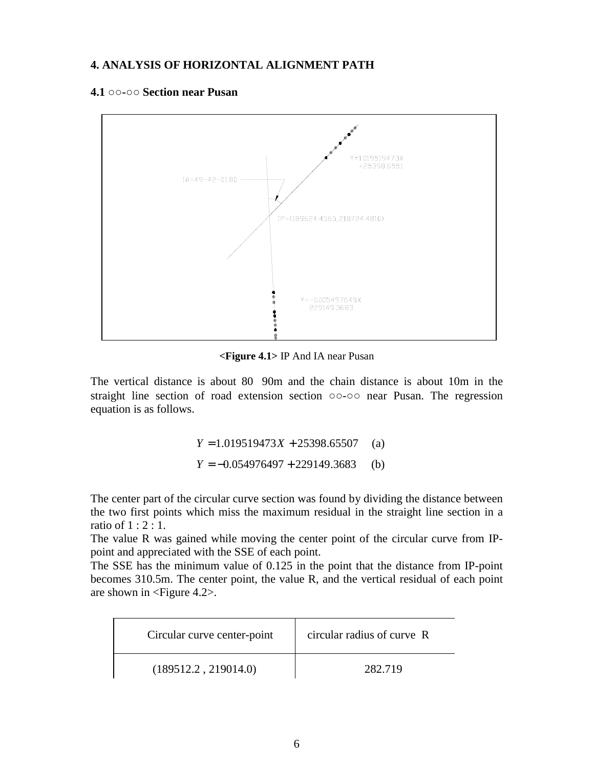## 4. ANALYSIS OF HORIZONTAL ALIGNMENT PATH

### 4.1 ○○-○○ Section near Pusan

**<Figure 4.1>** IP And IA near Pusan

The vertical distance is about 80 90m and the chain distance is about 10m in the straight line section of road extension section ○○-○○ near Pusan. The regression equation is as follows.

$$Y = 1.019519473X + 25398.65507 \quad \text{(a)}$$

$$Y = -0.054976497 + 229149.3683 \quad \text{(b)}$$

The center part of the circular curve section was found by dividing the distance between the two first points which miss the maximum residual in the straight line section in a ratio of 1 : 2 : 1.

The value R was gained while moving the center point of the circular curve from IP-point and appreciated with the SSE of each point.

The SSE has the minimum value of 0.125 in the point that the distance from IP-point becomes 310.5m. The center point, the value R, and the vertical residual of each point are shown in <Figure 4.2>.

| Circular curve center-point | circular radius of curve R |
| --- | --- |
| (189512.2 , 219014.0) | 282.719 |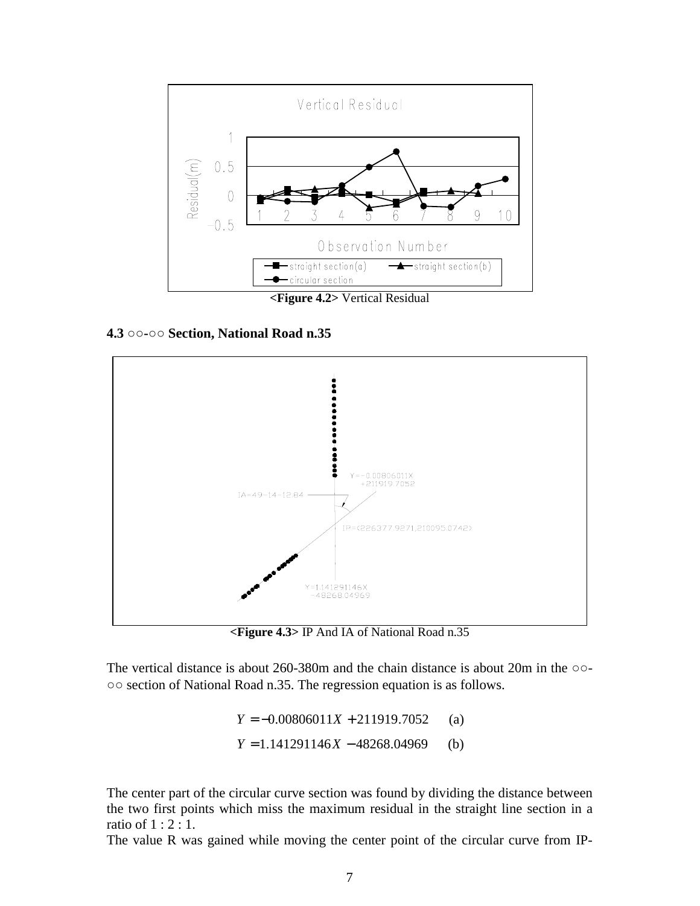<Figure 4.2> Vertical Residual

**4.3 ○○-○○ Section, National Road n.35**

<Figure 4.3> IP And IA of National Road n.35

The vertical distance is about 260-380m and the chain distance is about 20m in the ○○-○○ section of National Road n.35. The regression equation is as follows.

$$Y = -0.00806011X + 211919.7052 \quad \text{(a)}$$

$$Y = 1.141291146X - 48268.04969 \quad \text{(b)}$$

The center part of the circular curve section was found by dividing the distance between the two first points which miss the maximum residual in the straight line section in a ratio of 1 : 2 : 1.

The value R was gained while moving the center point of the circular curve from IP-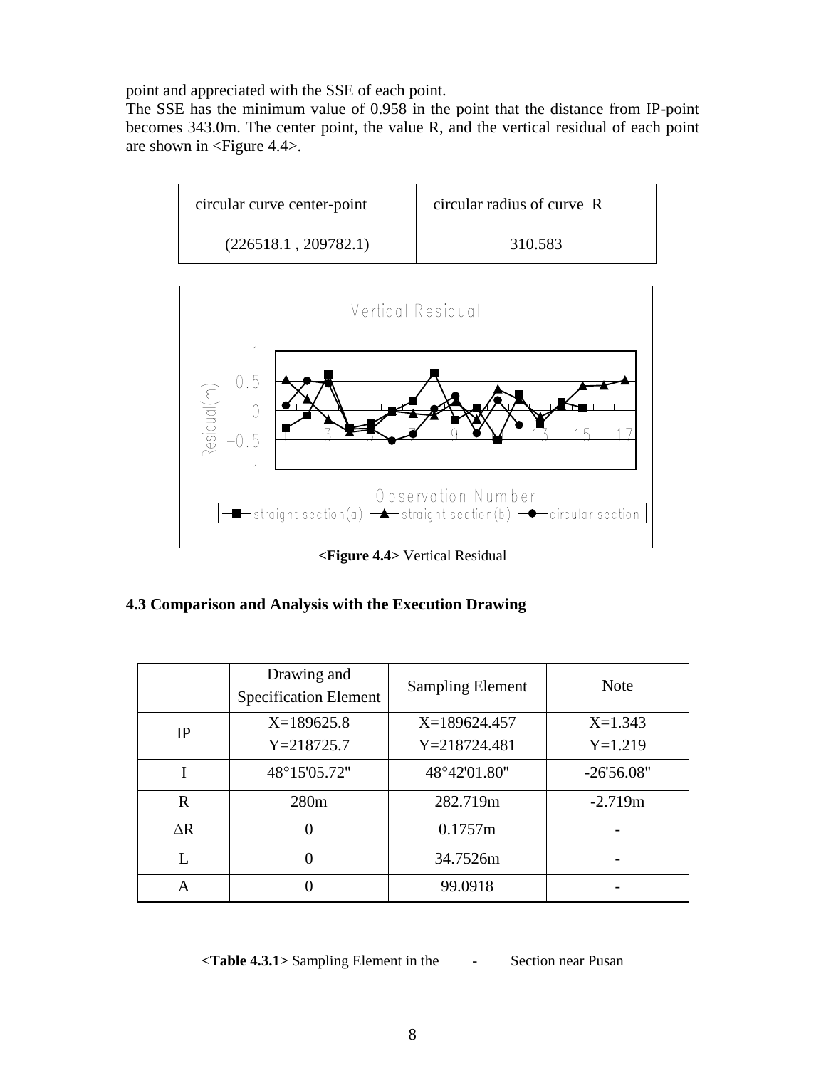point and appreciated with the SSE of each point.

The SSE has the minimum value of 0.958 in the point that the distance from IP-point becomes 343.0m. The center point, the value R, and the vertical residual of each point are shown in <Figure 4.4>.

| circular curve center-point | circular radius of curve R |
|---|---|
| (226518.1 , 209782.1) | 310.583 |

**<Figure 4.4>** Vertical Residual

### 4.3 Comparison and Analysis with the Execution Drawing

| | Drawing and Specification Element | Sampling Element | Note |
|---|---|---|---|
| IP | X=189625.8<br>Y=218725.7 | X=189624.457<br>Y=218724.481 | X=1.343<br>Y=1.219 |
| I | 48°15'05.72" | 48°42'01.80" | -26'56.08" |
| R | 280m | 282.719m | -2.719m |
| ΔR | 0 | 0.1757m | - |
| L | 0 | 34.7526m | - |
| A | 0 | 99.0918 | - |

**<Table 4.3.1>** Sampling Element in the - Section near Pusan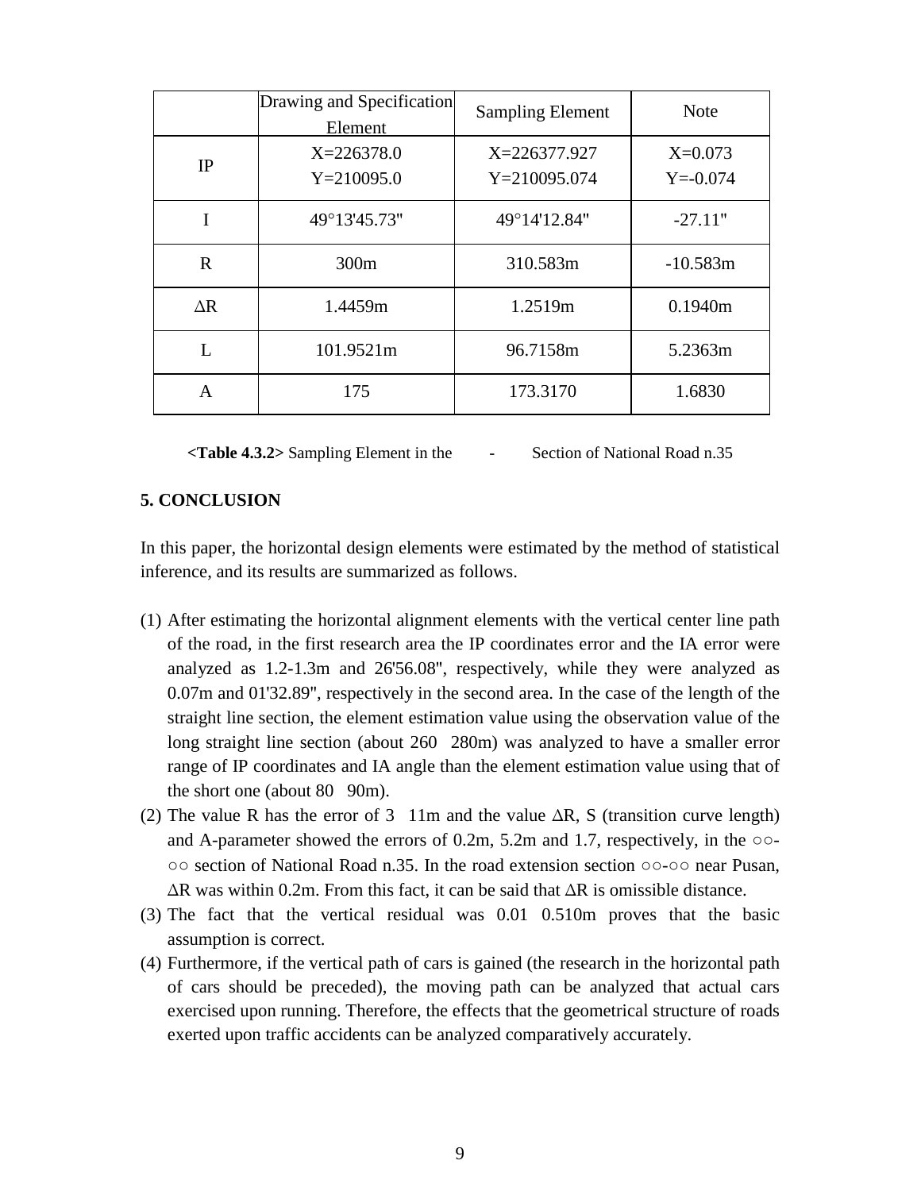| | Drawing and Specification Element | Sampling Element | Note |
|---|---|---|---|
| IP | X=226378.0<br>Y=210095.0 | X=226377.927<br>Y=210095.074 | X=0.073<br>Y=-0.074 |
| I | 49°13'45.73" | 49°14'12.84" | -27.11" |
| R | 300m | 310.583m | -10.583m |
| ∆R | 1.4459m | 1.2519m | 0.1940m |
| L | 101.9521m | 96.7158m | 5.2363m |
| A | 175 | 173.3170 | 1.6830 |

**<Table 4.3.2>** Sampling Element in the - Section of National Road n.35

## 5. CONCLUSION

In this paper, the horizontal design elements were estimated by the method of statistical inference, and its results are summarized as follows.

(1) After estimating the horizontal alignment elements with the vertical center line path of the road, in the first research area the IP coordinates error and the IA error were analyzed as 1.2-1.3m and 26'56.08", respectively, while they were analyzed as 0.07m and 01'32.89", respectively in the second area. In the case of the length of the straight line section, the element estimation value using the observation value of the long straight line section (about 260 280m) was analyzed to have a smaller error range of IP coordinates and IA angle than the element estimation value using that of the short one (about 80 90m).

(2) The value R has the error of 3 11m and the value ∆R, S (transition curve length) and A-parameter showed the errors of 0.2m, 5.2m and 1.7, respectively, in the ○○-○○ section of National Road n.35. In the road extension section ○○-○○ near Pusan, ∆R was within 0.2m. From this fact, it can be said that ∆R is omissible distance.

(3) The fact that the vertical residual was 0.01 0.510m proves that the basic assumption is correct.

(4) Furthermore, if the vertical path of cars is gained (the research in the horizontal path of cars should be preceded), the moving path can be analyzed that actual cars exercised upon running. Therefore, the effects that the geometrical structure of roads exerted upon traffic accidents can be analyzed comparatively accurately.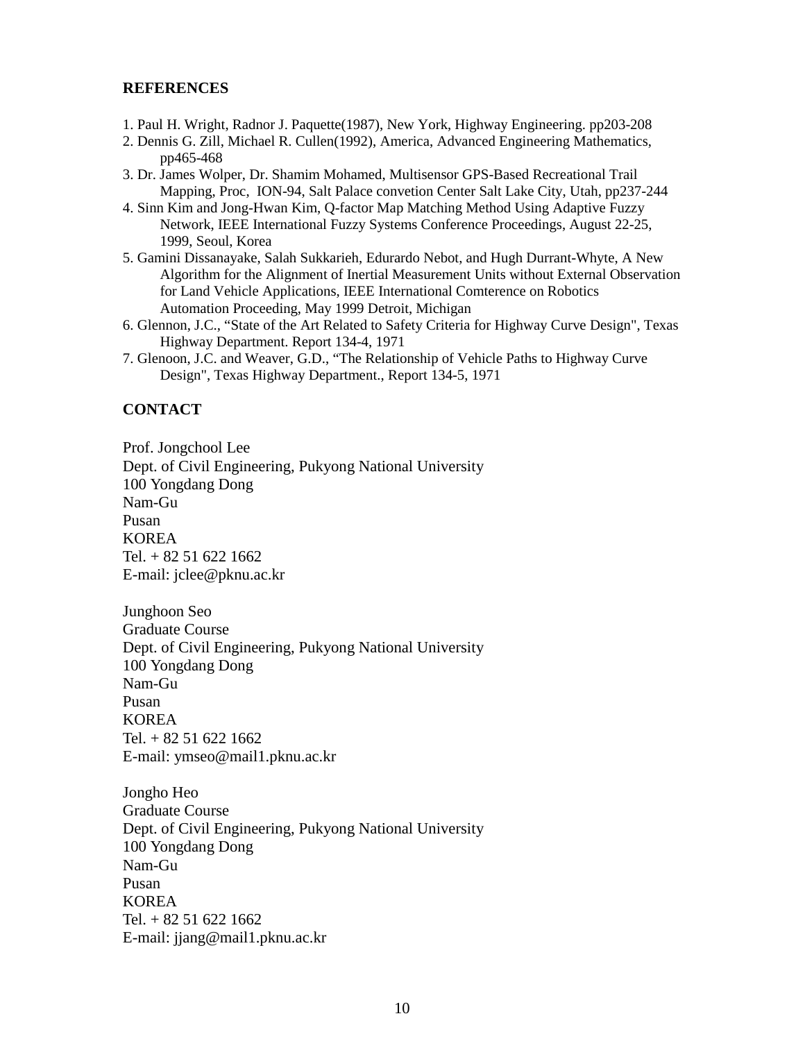## REFERENCES

1. Paul H. Wright, Radnor J. Paquette(1987), New York, Highway Engineering. pp203-208
2. Dennis G. Zill, Michael R. Cullen(1992), America, Advanced Engineering Mathematics, pp465-468
3. Dr. James Wolper, Dr. Shamim Mohamed, Multisensor GPS-Based Recreational Trail Mapping, Proc, ION-94, Salt Palace convetion Center Salt Lake City, Utah, pp237-244
4. Sinn Kim and Jong-Hwan Kim, Q-factor Map Matching Method Using Adaptive Fuzzy Network, IEEE International Fuzzy Systems Conference Proceedings, August 22-25, 1999, Seoul, Korea
5. Gamini Dissanayake, Salah Sukkarieh, Edurardo Nebot, and Hugh Durrant-Whyte, A New Algorithm for the Alignment of Inertial Measurement Units without External Observation for Land Vehicle Applications, IEEE International Comterence on Robotics Automation Proceeding, May 1999 Detroit, Michigan
6. Glennon, J.C., "State of the Art Related to Safety Criteria for Highway Curve Design", Texas Highway Department. Report 134-4, 1971
7. Glenoon, J.C. and Weaver, G.D., "The Relationship of Vehicle Paths to Highway Curve Design", Texas Highway Department., Report 134-5, 1971

## CONTACT

Prof. Jongchool Lee
Dept. of Civil Engineering, Pukyong National University
100 Yongdang Dong
Nam-Gu
Pusan
KOREA
Tel. + 82 51 622 1662
E-mail: jclee@pknu.ac.kr

Junghoon Seo
Graduate Course
Dept. of Civil Engineering, Pukyong National University
100 Yongdang Dong
Nam-Gu
Pusan
KOREA
Tel. + 82 51 622 1662
E-mail: ymseo@mail1.pknu.ac.kr

Jongho Heo
Graduate Course
Dept. of Civil Engineering, Pukyong National University
100 Yongdang Dong
Nam-Gu
Pusan
KOREA
Tel. + 82 51 622 1662
E-mail: jjang@mail1.pknu.ac.kr